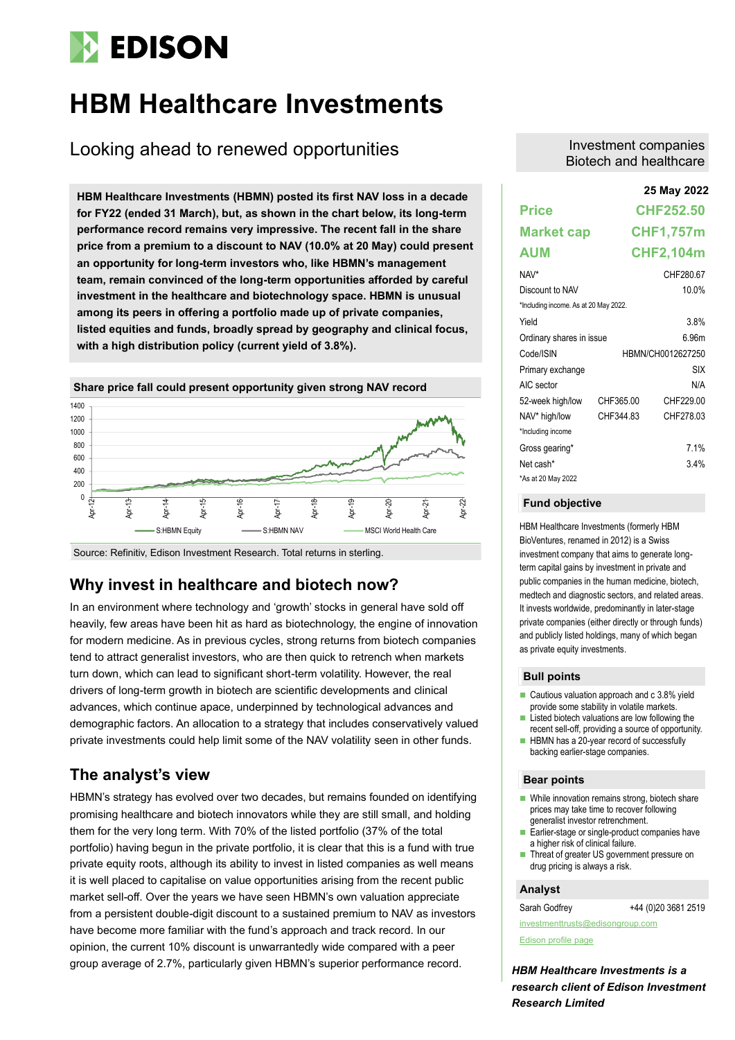# HBM Healthcare Investments

## Looking ahead to renewed opportunities

Investment companies
Biotech and healthcare

**HBM Healthcare Investments (HBMN) posted its first NAV loss in a decade for FY22 (ended 31 March), but, as shown in the chart below, its long-term performance record remains very impressive. The recent fall in the share price from a premium to a discount to NAV (10.0% at 20 May) could present an opportunity for long-term investors who, like HBMN's management team, remain convinced of the long-term opportunities afforded by careful investment in the healthcare and biotechnology space. HBMN is unusual among its peers in offering a portfolio made up of private companies, listed equities and funds, broadly spread by geography and clinical focus, with a high distribution policy (current yield of 3.8%).**

**Share price fall could present opportunity given strong NAV record**

Source: Refinitiv, Edison Investment Research. Total returns in sterling.

## Why invest in healthcare and biotech now?

In an environment where technology and 'growth' stocks in general have sold off heavily, few areas have been hit as hard as biotechnology, the engine of innovation for modern medicine. As in previous cycles, strong returns from biotech companies tend to attract generalist investors, who are then quick to retrench when markets turn down, which can lead to significant short-term volatility. However, the real drivers of long-term growth in biotech are scientific developments and clinical advances, which continue apace, underpinned by technological advances and demographic factors. An allocation to a strategy that includes conservatively valued private investments could help limit some of the NAV volatility seen in other funds.

## The analyst's view

HBMN's strategy has evolved over two decades, but remains founded on identifying promising healthcare and biotech innovators while they are still small, and holding them for the very long term. With 70% of the listed portfolio (37% of the total portfolio) having begun in the private portfolio, it is clear that this is a fund with true private equity roots, although its ability to invest in listed companies as well means it is well placed to capitalise on value opportunities arising from the recent public market sell-off. Over the years we have seen HBMN's own valuation appreciate from a persistent double-digit discount to a sustained premium to NAV as investors have become more familiar with the fund's approach and track record. In our opinion, the current 10% discount is unwarrantedly wide compared with a peer group average of 2.7%, particularly given HBMN's superior performance record.

| | 25 May 2022 |
|---|---|
| **Price** | **CHF252.50** |
| **Market cap** | **CHF1,757m** |
| **AUM** | **CHF2,104m** |

| | | |
|---|---|---|
| NAV* | | CHF280.67 |
| Discount to NAV | | 10.0% |
| *Including income. As at 20 May 2022. | | |
| Yield | | 3.8% |
| Ordinary shares in issue | | 6.96m |
| Code/ISIN | | HBMN/CH0012627250 |
| Primary exchange | | SIX |
| AIC sector | | N/A |
| 52-week high/low | CHF365.00 | CHF229.00 |
| NAV* high/low | CHF344.83 | CHF278.03 |
| *Including income | | |
| Gross gearing* | | 7.1% |
| Net cash* | | 3.4% |
| *As at 20 May 2022 | | |

### Fund objective

HBM Healthcare Investments (formerly HBM BioVentures, renamed in 2012) is a Swiss investment company that aims to generate long-term capital gains by investment in private and public companies in the human medicine, biotech, medtech and diagnostic sectors, and related areas. It invests worldwide, predominantly in later-stage private companies (either directly or through funds) and publicly listed holdings, many of which began as private equity investments.

### Bull points

- Cautious valuation approach and c 3.8% yield provide some stability in volatile markets.
- Listed biotech valuations are low following the recent sell-off, providing a source of opportunity.
- HBMN has a 20-year record of successfully backing earlier-stage companies.

### Bear points

- While innovation remains strong, biotech share prices may take time to recover following generalist investor retrenchment.
- Earlier-stage or single-product companies have a higher risk of clinical failure.
- Threat of greater US government pressure on drug pricing is always a risk.

### Analyst

Sarah Godfrey +44 (0)20 3681 2519

investmenttrusts@edisongroup.com

Edison profile page

***HBM Healthcare Investments is a research client of Edison Investment Research Limited***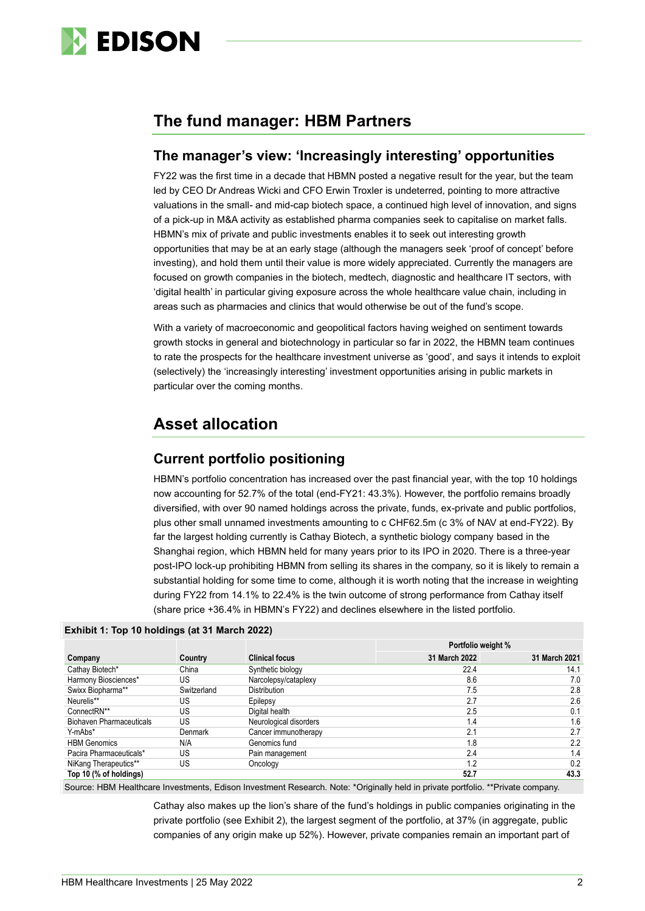## The fund manager: HBM Partners

### The manager's view: 'Increasingly interesting' opportunities

FY22 was the first time in a decade that HBMN posted a negative result for the year, but the team led by CEO Dr Andreas Wicki and CFO Erwin Troxler is undeterred, pointing to more attractive valuations in the small- and mid-cap biotech space, a continued high level of innovation, and signs of a pick-up in M&A activity as established pharma companies seek to capitalise on market falls. HBMN's mix of private and public investments enables it to seek out interesting growth opportunities that may be at an early stage (although the managers seek 'proof of concept' before investing), and hold them until their value is more widely appreciated. Currently the managers are focused on growth companies in the biotech, medtech, diagnostic and healthcare IT sectors, with 'digital health' in particular giving exposure across the whole healthcare value chain, including in areas such as pharmacies and clinics that would otherwise be out of the fund's scope.

With a variety of macroeconomic and geopolitical factors having weighed on sentiment towards growth stocks in general and biotechnology in particular so far in 2022, the HBMN team continues to rate the prospects for the healthcare investment universe as 'good', and says it intends to exploit (selectively) the 'increasingly interesting' investment opportunities arising in public markets in particular over the coming months.

## Asset allocation

### Current portfolio positioning

HBMN's portfolio concentration has increased over the past financial year, with the top 10 holdings now accounting for 52.7% of the total (end-FY21: 43.3%). However, the portfolio remains broadly diversified, with over 90 named holdings across the private, funds, ex-private and public portfolios, plus other small unnamed investments amounting to c CHF62.5m (c 3% of NAV at end-FY22). By far the largest holding currently is Cathay Biotech, a synthetic biology company based in the Shanghai region, which HBMN held for many years prior to its IPO in 2020. There is a three-year post-IPO lock-up prohibiting HBMN from selling its shares in the company, so it is likely to remain a substantial holding for some time to come, although it is worth noting that the increase in weighting during FY22 from 14.1% to 22.4% is the twin outcome of strong performance from Cathay itself (share price +36.4% in HBMN's FY22) and declines elsewhere in the listed portfolio.

**Exhibit 1: Top 10 holdings (at 31 March 2022)**

| | | | Portfolio weight % | |
|---|---|---|---|---|
| **Company** | **Country** | **Clinical focus** | **31 March 2022** | **31 March 2021** |
| Cathay Biotech* | China | Synthetic biology | 22.4 | 14.1 |
| Harmony Biosciences* | US | Narcolepsy/cataplexy | 8.6 | 7.0 |
| Swixx Biopharma** | Switzerland | Distribution | 7.5 | 2.8 |
| Neurelis** | US | Epilepsy | 2.7 | 2.6 |
| ConnectRN** | US | Digital health | 2.5 | 0.1 |
| Biohaven Pharmaceuticals | US | Neurological disorders | 1.4 | 1.6 |
| Y-mAbs* | Denmark | Cancer immunotherapy | 2.1 | 2.7 |
| HBM Genomics | N/A | Genomics fund | 1.8 | 2.2 |
| Pacira Pharmaceuticals* | US | Pain management | 2.4 | 1.4 |
| NiKang Therapeutics** | US | Oncology | 1.2 | 0.2 |
| **Top 10 (% of holdings)** | | | **52.7** | **43.3** |

Source: HBM Healthcare Investments, Edison Investment Research. Note: *Originally held in private portfolio. **Private company.

Cathay also makes up the lion's share of the fund's holdings in public companies originating in the private portfolio (see Exhibit 2), the largest segment of the portfolio, at 37% (in aggregate, public companies of any origin make up 52%). However, private companies remain an important part of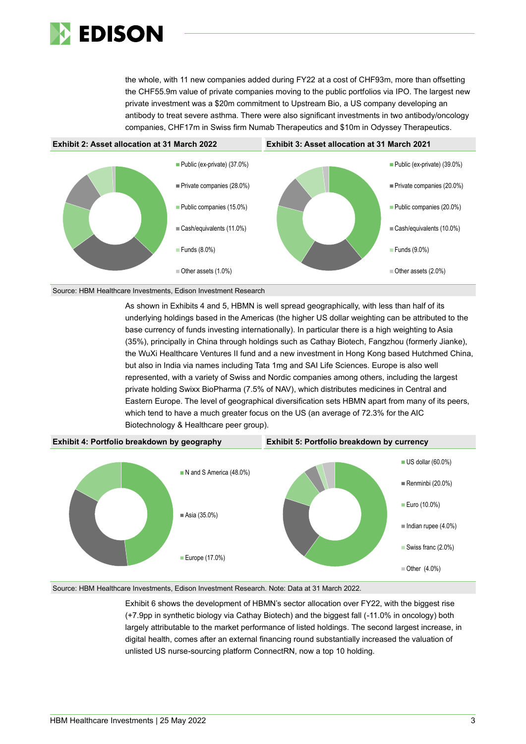the whole, with 11 new companies added during FY22 at a cost of CHF93m, more than offsetting the CHF55.9m value of private companies moving to the public portfolios via IPO. The largest new private investment was a $20m commitment to Upstream Bio, a US company developing an antibody to treat severe asthma. There were also significant investments in two antibody/oncology companies, CHF17m in Swiss firm Numab Therapeutics and $10m in Odyssey Therapeutics.

**Exhibit 2: Asset allocation at 31 March 2022**

- Public (ex-private) (37.0%)
- Private companies (28.0%)
- Public companies (15.0%)
- Cash/equivalents (11.0%)
- Funds (8.0%)
- Other assets (1.0%)

**Exhibit 3: Asset allocation at 31 March 2021**

- Public (ex-private) (39.0%)
- Private companies (20.0%)
- Public companies (20.0%)
- Cash/equivalents (10.0%)
- Funds (9.0%)
- Other assets (2.0%)

Source: HBM Healthcare Investments, Edison Investment Research

As shown in Exhibits 4 and 5, HBMN is well spread geographically, with less than half of its underlying holdings based in the Americas (the higher US dollar weighting can be attributed to the base currency of funds investing internationally). In particular there is a high weighting to Asia (35%), principally in China through holdings such as Cathay Biotech, Fangzhou (formerly Jianke), the WuXi Healthcare Ventures II fund and a new investment in Hong Kong based Hutchmed China, but also in India via names including Tata 1mg and SAI Life Sciences. Europe is also well represented, with a variety of Swiss and Nordic companies among others, including the largest private holding Swixx BioPharma (7.5% of NAV), which distributes medicines in Central and Eastern Europe. The level of geographical diversification sets HBMN apart from many of its peers, which tend to have a much greater focus on the US (an average of 72.3% for the AIC Biotechnology & Healthcare peer group).

**Exhibit 4: Portfolio breakdown by geography**

- N and S America (48.0%)
- Asia (35.0%)
- Europe (17.0%)

**Exhibit 5: Portfolio breakdown by currency**

- US dollar (60.0%)
- Renminbi (20.0%)
- Euro (10.0%)
- Indian rupee (4.0%)
- Swiss franc (2.0%)
- Other (4.0%)

Source: HBM Healthcare Investments, Edison Investment Research. Note: Data at 31 March 2022.

Exhibit 6 shows the development of HBMN's sector allocation over FY22, with the biggest rise (+7.9pp in synthetic biology via Cathay Biotech) and the biggest fall (-11.0% in oncology) both largely attributable to the market performance of listed holdings. The second largest increase, in digital health, comes after an external financing round substantially increased the valuation of unlisted US nurse-sourcing platform ConnectRN, now a top 10 holding.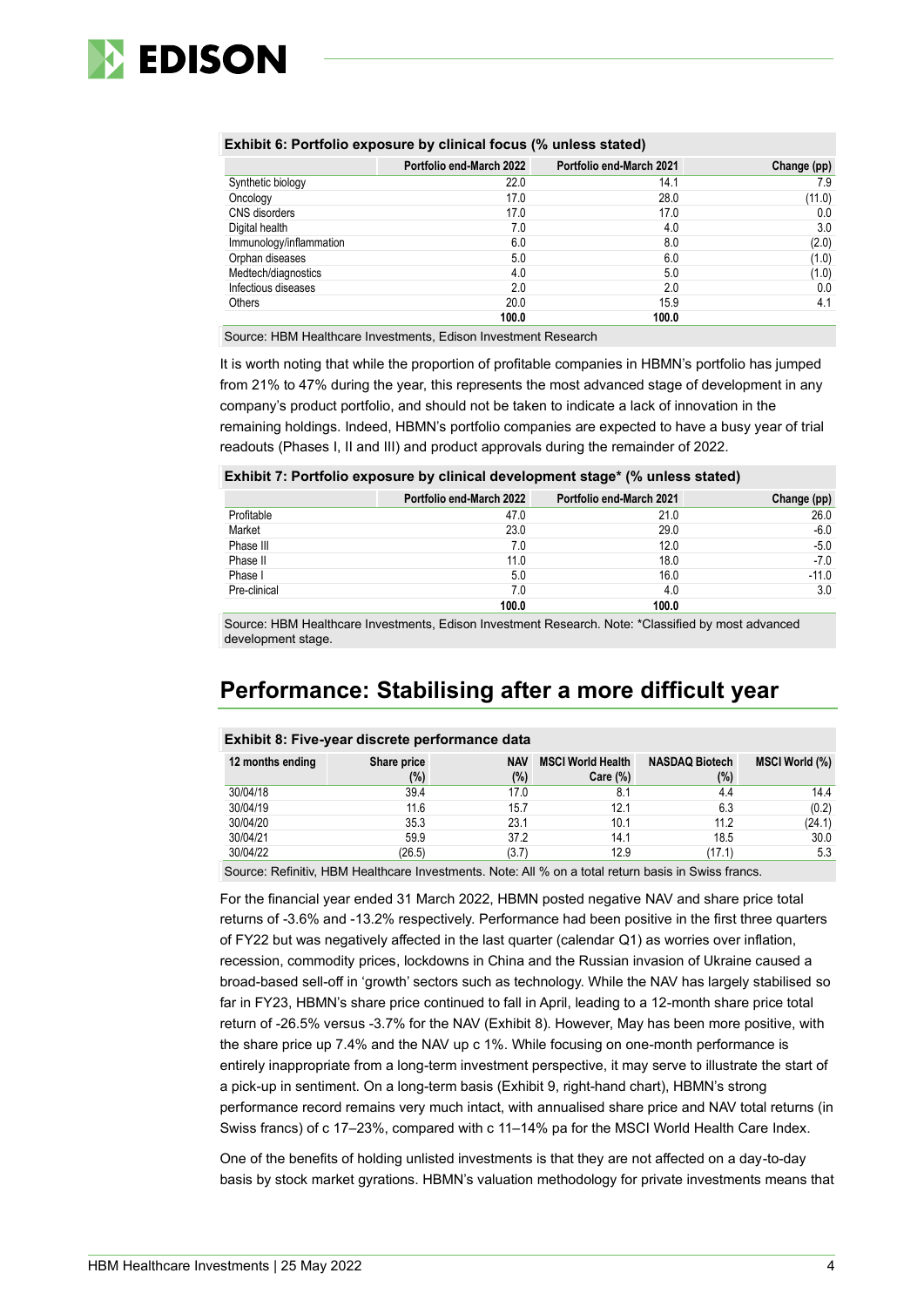**Exhibit 6: Portfolio exposure by clinical focus (% unless stated)**

| | Portfolio end-March 2022 | Portfolio end-March 2021 | Change (pp) |
|---|---|---|---|
| Synthetic biology | 22.0 | 14.1 | 7.9 |
| Oncology | 17.0 | 28.0 | (11.0) |
| CNS disorders | 17.0 | 17.0 | 0.0 |
| Digital health | 7.0 | 4.0 | 3.0 |
| Immunology/inflammation | 6.0 | 8.0 | (2.0) |
| Orphan diseases | 5.0 | 6.0 | (1.0) |
| Medtech/diagnostics | 4.0 | 5.0 | (1.0) |
| Infectious diseases | 2.0 | 2.0 | 0.0 |
| Others | 20.0 | 15.9 | 4.1 |
| | **100.0** | **100.0** | |

Source: HBM Healthcare Investments, Edison Investment Research

It is worth noting that while the proportion of profitable companies in HBMN's portfolio has jumped from 21% to 47% during the year, this represents the most advanced stage of development in any company's product portfolio, and should not be taken to indicate a lack of innovation in the remaining holdings. Indeed, HBMN's portfolio companies are expected to have a busy year of trial readouts (Phases I, II and III) and product approvals during the remainder of 2022.

**Exhibit 7: Portfolio exposure by clinical development stage* (% unless stated)**

| | Portfolio end-March 2022 | Portfolio end-March 2021 | Change (pp) |
|---|---|---|---|
| Profitable | 47.0 | 21.0 | 26.0 |
| Market | 23.0 | 29.0 | -6.0 |
| Phase III | 7.0 | 12.0 | -5.0 |
| Phase II | 11.0 | 18.0 | -7.0 |
| Phase I | 5.0 | 16.0 | -11.0 |
| Pre-clinical | 7.0 | 4.0 | 3.0 |
| | **100.0** | **100.0** | |

Source: HBM Healthcare Investments, Edison Investment Research. Note: *Classified by most advanced development stage.

## Performance: Stabilising after a more difficult year

**Exhibit 8: Five-year discrete performance data**

| 12 months ending | Share price (%) | NAV (%) | MSCI World Health Care (%) | NASDAQ Biotech (%) | MSCI World (%) |
|---|---|---|---|---|---|
| 30/04/18 | 39.4 | 17.0 | 8.1 | 4.4 | 14.4 |
| 30/04/19 | 11.6 | 15.7 | 12.1 | 6.3 | (0.2) |
| 30/04/20 | 35.3 | 23.1 | 10.1 | 11.2 | (24.1) |
| 30/04/21 | 59.9 | 37.2 | 14.1 | 18.5 | 30.0 |
| 30/04/22 | (26.5) | (3.7) | 12.9 | (17.1) | 5.3 |

Source: Refinitiv, HBM Healthcare Investments. Note: All % on a total return basis in Swiss francs.

For the financial year ended 31 March 2022, HBMN posted negative NAV and share price total returns of -3.6% and -13.2% respectively. Performance had been positive in the first three quarters of FY22 but was negatively affected in the last quarter (calendar Q1) as worries over inflation, recession, commodity prices, lockdowns in China and the Russian invasion of Ukraine caused a broad-based sell-off in 'growth' sectors such as technology. While the NAV has largely stabilised so far in FY23, HBMN's share price continued to fall in April, leading to a 12-month share price total return of -26.5% versus -3.7% for the NAV (Exhibit 8). However, May has been more positive, with the share price up 7.4% and the NAV up c 1%. While focusing on one-month performance is entirely inappropriate from a long-term investment perspective, it may serve to illustrate the start of a pick-up in sentiment. On a long-term basis (Exhibit 9, right-hand chart), HBMN's strong performance record remains very much intact, with annualised share price and NAV total returns (in Swiss francs) of c 17–23%, compared with c 11–14% pa for the MSCI World Health Care Index.

One of the benefits of holding unlisted investments is that they are not affected on a day-to-day basis by stock market gyrations. HBMN's valuation methodology for private investments means that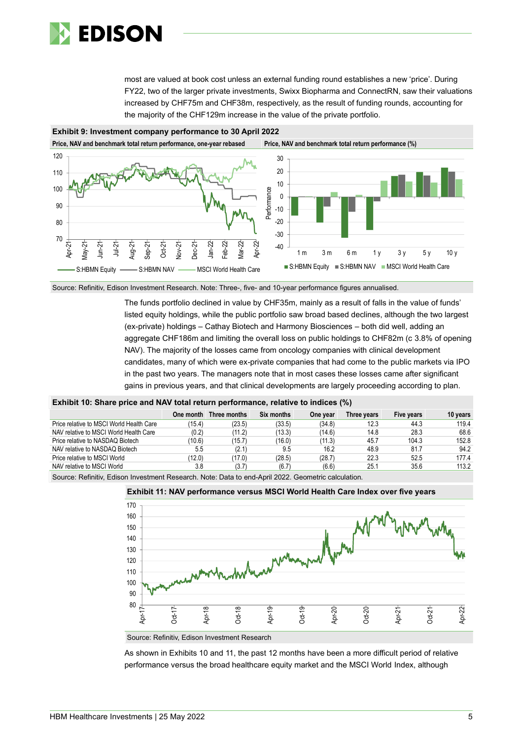most are valued at book cost unless an external funding round establishes a new 'price'. During FY22, two of the larger private investments, Swixx Biopharma and ConnectRN, saw their valuations increased by CHF75m and CHF38m, respectively, as the result of funding rounds, accounting for the majority of the CHF129m increase in the value of the private portfolio.

**Exhibit 9: Investment company performance to 30 April 2022**

**Price, NAV and benchmark total return performance, one-year rebased** | **Price, NAV and benchmark total return performance (%)**

Source: Refinitiv, Edison Investment Research. Note: Three-, five- and 10-year performance figures annualised.

The funds portfolio declined in value by CHF35m, mainly as a result of falls in the value of funds' listed equity holdings, while the public portfolio saw broad based declines, although the two largest (ex-private) holdings – Cathay Biotech and Harmony Biosciences – both did well, adding an aggregate CHF186m and limiting the overall loss on public holdings to CHF82m (c 3.8% of opening NAV). The majority of the losses came from oncology companies with clinical development candidates, many of which were ex-private companies that had come to the public markets via IPO in the past two years. The managers note that in most cases these losses came after significant gains in previous years, and that clinical developments are largely proceeding according to plan.

**Exhibit 10: Share price and NAV total return performance, relative to indices (%)**

| | One month | Three months | Six months | One year | Three years | Five years | 10 years |
|---|---|---|---|---|---|---|---|
| Price relative to MSCI World Health Care | (15.4) | (23.5) | (33.5) | (34.8) | 12.3 | 44.3 | 119.4 |
| NAV relative to MSCI World Health Care | (0.2) | (11.2) | (13.3) | (14.6) | 14.8 | 28.3 | 68.6 |
| Price relative to NASDAQ Biotech | (10.6) | (15.7) | (16.0) | (11.3) | 45.7 | 104.3 | 152.8 |
| NAV relative to NASDAQ Biotech | 5.5 | (2.1) | 9.5 | 16.2 | 48.9 | 81.7 | 94.2 |
| Price relative to MSCI World | (12.0) | (17.0) | (28.5) | (28.7) | 22.3 | 52.5 | 177.4 |
| NAV relative to MSCI World | 3.8 | (3.7) | (6.7) | (6.6) | 25.1 | 35.6 | 113.2 |

Source: Refinitiv, Edison Investment Research. Note: Data to end-April 2022. Geometric calculation.

**Exhibit 11: NAV performance versus MSCI World Health Care Index over five years**

Source: Refinitiv, Edison Investment Research

As shown in Exhibits 10 and 11, the past 12 months have been a more difficult period of relative performance versus the broad healthcare equity market and the MSCI World Index, although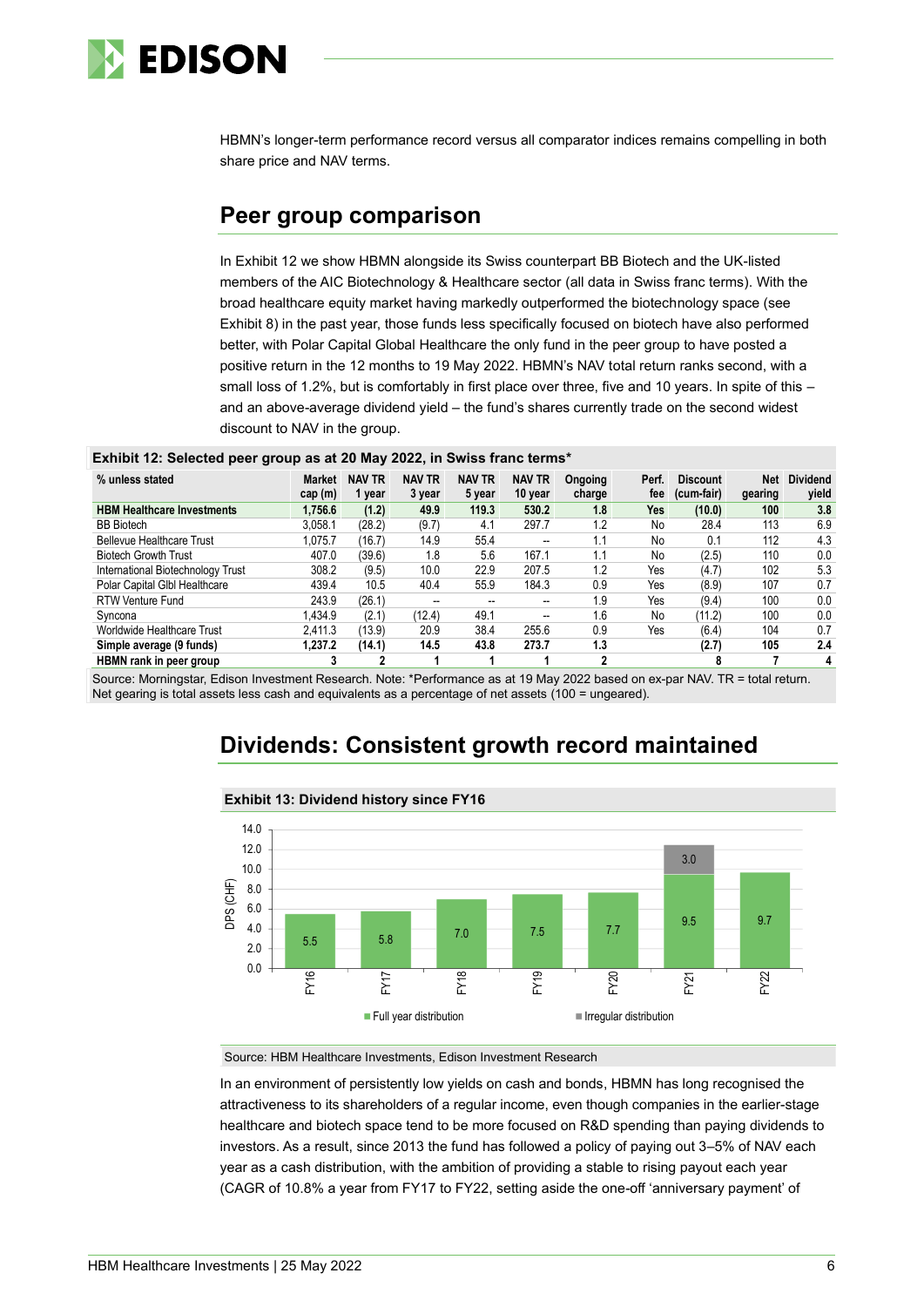HBMN's longer-term performance record versus all comparator indices remains compelling in both share price and NAV terms.

## Peer group comparison

In Exhibit 12 we show HBMN alongside its Swiss counterpart BB Biotech and the UK-listed members of the AIC Biotechnology & Healthcare sector (all data in Swiss franc terms). With the broad healthcare equity market having markedly outperformed the biotechnology space (see Exhibit 8) in the past year, those funds less specifically focused on biotech have also performed better, with Polar Capital Global Healthcare the only fund in the peer group to have posted a positive return in the 12 months to 19 May 2022. HBMN's NAV total return ranks second, with a small loss of 1.2%, but is comfortably in first place over three, five and 10 years. In spite of this – and an above-average dividend yield – the fund's shares currently trade on the second widest discount to NAV in the group.

**Exhibit 12: Selected peer group as at 20 May 2022, in Swiss franc terms***

| % unless stated | Market cap (m) | NAV TR 1 year | NAV TR 3 year | NAV TR 5 year | NAV TR 10 year | Ongoing charge | Perf. fee | Discount (cum-fair) | Net gearing | Dividend yield |
|---|---|---|---|---|---|---|---|---|---|---|
| **HBM Healthcare Investments** | **1,756.6** | **(1.2)** | **49.9** | **119.3** | **530.2** | **1.8** | **Yes** | **(10.0)** | **100** | **3.8** |
| BB Biotech | 3,058.1 | (28.2) | (9.7) | 4.1 | 297.7 | 1.2 | No | 28.4 | 113 | 6.9 |
| Bellevue Healthcare Trust | 1,075.7 | (16.7) | 14.9 | 55.4 | -- | 1.1 | No | 0.1 | 112 | 4.3 |
| Biotech Growth Trust | 407.0 | (39.6) | 1.8 | 5.6 | 167.1 | 1.1 | No | (2.5) | 110 | 0.0 |
| International Biotechnology Trust | 308.2 | (9.5) | 10.0 | 22.9 | 207.5 | 1.2 | Yes | (4.7) | 102 | 5.3 |
| Polar Capital Glbl Healthcare | 439.4 | 10.5 | 40.4 | 55.9 | 184.3 | 0.9 | Yes | (8.9) | 107 | 0.7 |
| RTW Venture Fund | 243.9 | (26.1) | -- | -- | -- | 1.9 | Yes | (9.4) | 100 | 0.0 |
| Syncona | 1,434.9 | (2.1) | (12.4) | 49.1 | -- | 1.6 | No | (11.2) | 100 | 0.0 |
| Worldwide Healthcare Trust | 2,411.3 | (13.9) | 20.9 | 38.4 | 255.6 | 0.9 | Yes | (6.4) | 104 | 0.7 |
| **Simple average (9 funds)** | **1,237.2** | **(14.1)** | **14.5** | **43.8** | **273.7** | **1.3** | | **(2.7)** | **105** | **2.4** |
| **HBMN rank in peer group** | **3** | **2** | **1** | **1** | **1** | **2** | | **8** | **7** | **4** |

Source: Morningstar, Edison Investment Research. Note: *Performance as at 19 May 2022 based on ex-par NAV. TR = total return. Net gearing is total assets less cash and equivalents as a percentage of net assets (100 = ungeared).

## Dividends: Consistent growth record maintained

**Exhibit 13: Dividend history since FY16**

| DPS (CHF) | FY16 | FY17 | FY18 | FY19 | FY20 | FY21 | FY22 |
|---|---|---|---|---|---|---|---|
| Full year distribution | 5.5 | 5.8 | 7.0 | 7.5 | 7.7 | 9.5 | 9.7 |
| Irregular distribution | | | | | | 3.0 | |

Source: HBM Healthcare Investments, Edison Investment Research

In an environment of persistently low yields on cash and bonds, HBMN has long recognised the attractiveness to its shareholders of a regular income, even though companies in the earlier-stage healthcare and biotech space tend to be more focused on R&D spending than paying dividends to investors. As a result, since 2013 the fund has followed a policy of paying out 3–5% of NAV each year as a cash distribution, with the ambition of providing a stable to rising payout each year (CAGR of 10.8% a year from FY17 to FY22, setting aside the one-off 'anniversary payment' of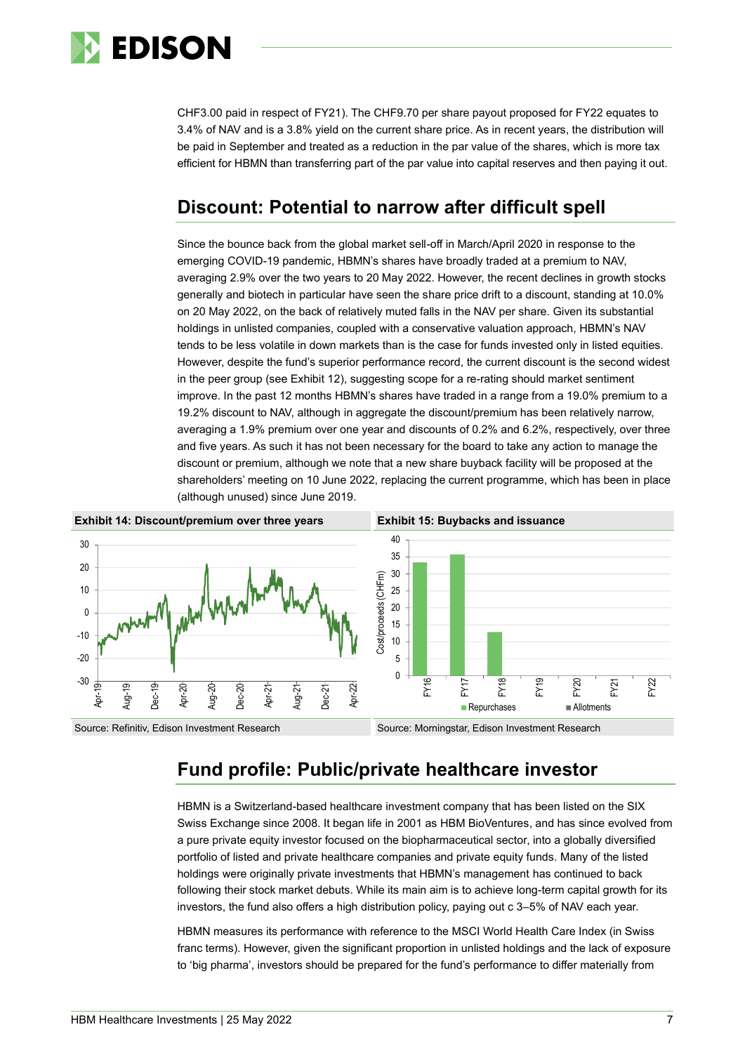CHF3.00 paid in respect of FY21). The CHF9.70 per share payout proposed for FY22 equates to 3.4% of NAV and is a 3.8% yield on the current share price. As in recent years, the distribution will be paid in September and treated as a reduction in the par value of the shares, which is more tax efficient for HBMN than transferring part of the par value into capital reserves and then paying it out.

## Discount: Potential to narrow after difficult spell

Since the bounce back from the global market sell-off in March/April 2020 in response to the emerging COVID-19 pandemic, HBMN's shares have broadly traded at a premium to NAV, averaging 2.9% over the two years to 20 May 2022. However, the recent declines in growth stocks generally and biotech in particular have seen the share price drift to a discount, standing at 10.0% on 20 May 2022, on the back of relatively muted falls in the NAV per share. Given its substantial holdings in unlisted companies, coupled with a conservative valuation approach, HBMN's NAV tends to be less volatile in down markets than is the case for funds invested only in listed equities. However, despite the fund's superior performance record, the current discount is the second widest in the peer group (see Exhibit 12), suggesting scope for a re-rating should market sentiment improve. In the past 12 months HBMN's shares have traded in a range from a 19.0% premium to a 19.2% discount to NAV, although in aggregate the discount/premium has been relatively narrow, averaging a 1.9% premium over one year and discounts of 0.2% and 6.2%, respectively, over three and five years. As such it has not been necessary for the board to take any action to manage the discount or premium, although we note that a new share buyback facility will be proposed at the shareholders' meeting on 10 June 2022, replacing the current programme, which has been in place (although unused) since June 2019.

**Exhibit 14: Discount/premium over three years**

Source: Refinitiv, Edison Investment Research

**Exhibit 15: Buybacks and issuance**

Source: Morningstar, Edison Investment Research

## Fund profile: Public/private healthcare investor

HBMN is a Switzerland-based healthcare investment company that has been listed on the SIX Swiss Exchange since 2008. It began life in 2001 as HBM BioVentures, and has since evolved from a pure private equity investor focused on the biopharmaceutical sector, into a globally diversified portfolio of listed and private healthcare companies and private equity funds. Many of the listed holdings were originally private investments that HBMN's management has continued to back following their stock market debuts. While its main aim is to achieve long-term capital growth for its investors, the fund also offers a high distribution policy, paying out c 3–5% of NAV each year.

HBMN measures its performance with reference to the MSCI World Health Care Index (in Swiss franc terms). However, given the significant proportion in unlisted holdings and the lack of exposure to 'big pharma', investors should be prepared for the fund's performance to differ materially from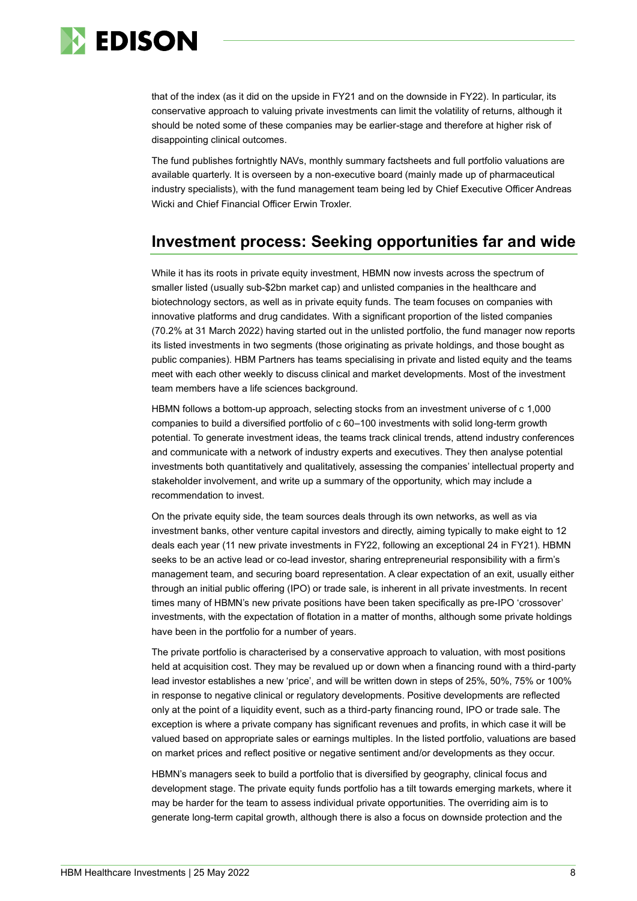that of the index (as it did on the upside in FY21 and on the downside in FY22). In particular, its conservative approach to valuing private investments can limit the volatility of returns, although it should be noted some of these companies may be earlier-stage and therefore at higher risk of disappointing clinical outcomes.

The fund publishes fortnightly NAVs, monthly summary factsheets and full portfolio valuations are available quarterly. It is overseen by a non-executive board (mainly made up of pharmaceutical industry specialists), with the fund management team being led by Chief Executive Officer Andreas Wicki and Chief Financial Officer Erwin Troxler.

## Investment process: Seeking opportunities far and wide

While it has its roots in private equity investment, HBMN now invests across the spectrum of smaller listed (usually sub-$2bn market cap) and unlisted companies in the healthcare and biotechnology sectors, as well as in private equity funds. The team focuses on companies with innovative platforms and drug candidates. With a significant proportion of the listed companies (70.2% at 31 March 2022) having started out in the unlisted portfolio, the fund manager now reports its listed investments in two segments (those originating as private holdings, and those bought as public companies). HBM Partners has teams specialising in private and listed equity and the teams meet with each other weekly to discuss clinical and market developments. Most of the investment team members have a life sciences background.

HBMN follows a bottom-up approach, selecting stocks from an investment universe of c 1,000 companies to build a diversified portfolio of c 60–100 investments with solid long-term growth potential. To generate investment ideas, the teams track clinical trends, attend industry conferences and communicate with a network of industry experts and executives. They then analyse potential investments both quantitatively and qualitatively, assessing the companies' intellectual property and stakeholder involvement, and write up a summary of the opportunity, which may include a recommendation to invest.

On the private equity side, the team sources deals through its own networks, as well as via investment banks, other venture capital investors and directly, aiming typically to make eight to 12 deals each year (11 new private investments in FY22, following an exceptional 24 in FY21). HBMN seeks to be an active lead or co-lead investor, sharing entrepreneurial responsibility with a firm's management team, and securing board representation. A clear expectation of an exit, usually either through an initial public offering (IPO) or trade sale, is inherent in all private investments. In recent times many of HBMN's new private positions have been taken specifically as pre-IPO 'crossover' investments, with the expectation of flotation in a matter of months, although some private holdings have been in the portfolio for a number of years.

The private portfolio is characterised by a conservative approach to valuation, with most positions held at acquisition cost. They may be revalued up or down when a financing round with a third-party lead investor establishes a new 'price', and will be written down in steps of 25%, 50%, 75% or 100% in response to negative clinical or regulatory developments. Positive developments are reflected only at the point of a liquidity event, such as a third-party financing round, IPO or trade sale. The exception is where a private company has significant revenues and profits, in which case it will be valued based on appropriate sales or earnings multiples. In the listed portfolio, valuations are based on market prices and reflect positive or negative sentiment and/or developments as they occur.

HBMN's managers seek to build a portfolio that is diversified by geography, clinical focus and development stage. The private equity funds portfolio has a tilt towards emerging markets, where it may be harder for the team to assess individual private opportunities. The overriding aim is to generate long-term capital growth, although there is also a focus on downside protection and the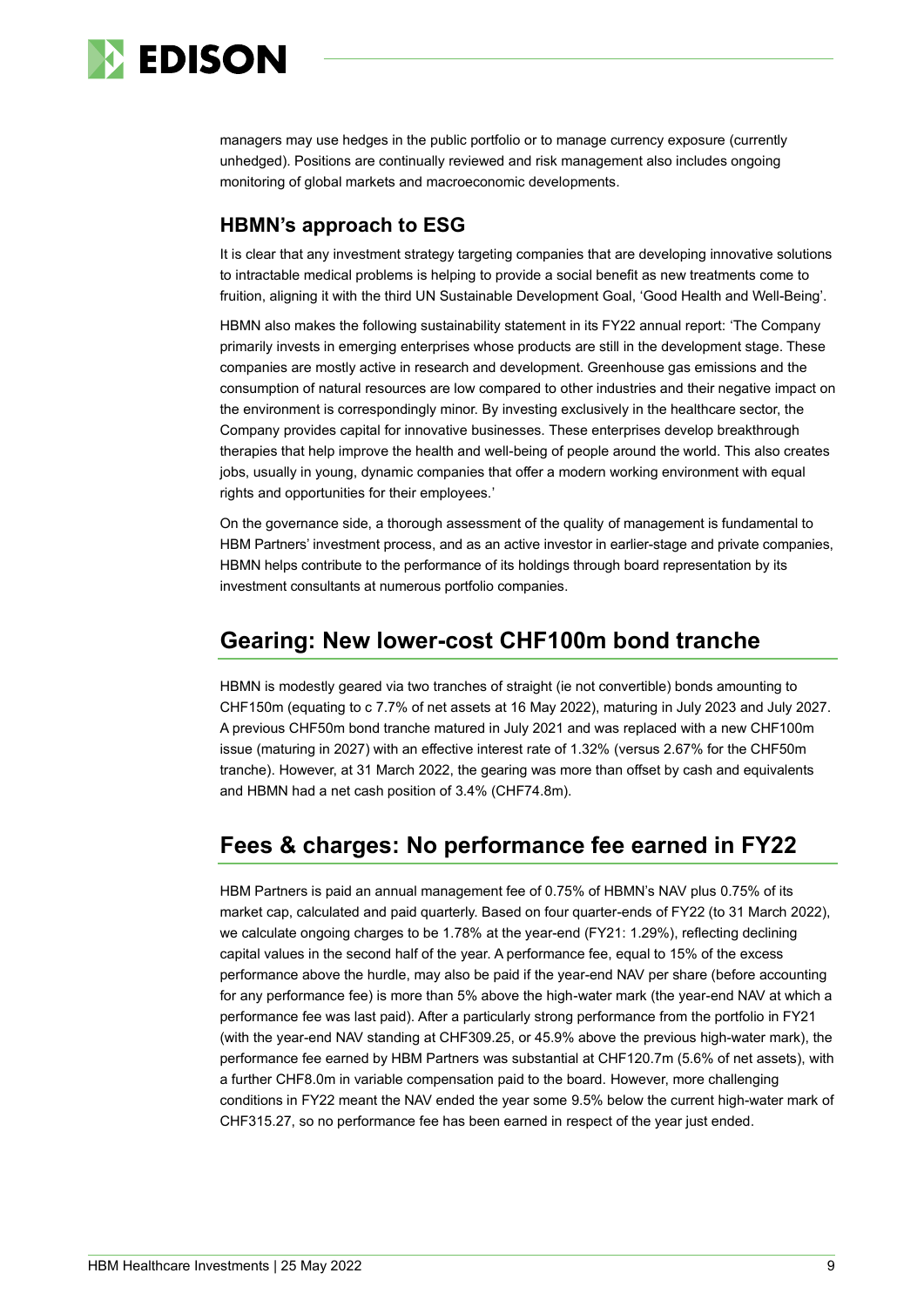managers may use hedges in the public portfolio or to manage currency exposure (currently unhedged). Positions are continually reviewed and risk management also includes ongoing monitoring of global markets and macroeconomic developments.

### HBMN's approach to ESG

It is clear that any investment strategy targeting companies that are developing innovative solutions to intractable medical problems is helping to provide a social benefit as new treatments come to fruition, aligning it with the third UN Sustainable Development Goal, 'Good Health and Well-Being'.

HBMN also makes the following sustainability statement in its FY22 annual report: 'The Company primarily invests in emerging enterprises whose products are still in the development stage. These companies are mostly active in research and development. Greenhouse gas emissions and the consumption of natural resources are low compared to other industries and their negative impact on the environment is correspondingly minor. By investing exclusively in the healthcare sector, the Company provides capital for innovative businesses. These enterprises develop breakthrough therapies that help improve the health and well-being of people around the world. This also creates jobs, usually in young, dynamic companies that offer a modern working environment with equal rights and opportunities for their employees.'

On the governance side, a thorough assessment of the quality of management is fundamental to HBM Partners' investment process, and as an active investor in earlier-stage and private companies, HBMN helps contribute to the performance of its holdings through board representation by its investment consultants at numerous portfolio companies.

## Gearing: New lower-cost CHF100m bond tranche

HBMN is modestly geared via two tranches of straight (ie not convertible) bonds amounting to CHF150m (equating to c 7.7% of net assets at 16 May 2022), maturing in July 2023 and July 2027. A previous CHF50m bond tranche matured in July 2021 and was replaced with a new CHF100m issue (maturing in 2027) with an effective interest rate of 1.32% (versus 2.67% for the CHF50m tranche). However, at 31 March 2022, the gearing was more than offset by cash and equivalents and HBMN had a net cash position of 3.4% (CHF74.8m).

## Fees & charges: No performance fee earned in FY22

HBM Partners is paid an annual management fee of 0.75% of HBMN's NAV plus 0.75% of its market cap, calculated and paid quarterly. Based on four quarter-ends of FY22 (to 31 March 2022), we calculate ongoing charges to be 1.78% at the year-end (FY21: 1.29%), reflecting declining capital values in the second half of the year. A performance fee, equal to 15% of the excess performance above the hurdle, may also be paid if the year-end NAV per share (before accounting for any performance fee) is more than 5% above the high-water mark (the year-end NAV at which a performance fee was last paid). After a particularly strong performance from the portfolio in FY21 (with the year-end NAV standing at CHF309.25, or 45.9% above the previous high-water mark), the performance fee earned by HBM Partners was substantial at CHF120.7m (5.6% of net assets), with a further CHF8.0m in variable compensation paid to the board. However, more challenging conditions in FY22 meant the NAV ended the year some 9.5% below the current high-water mark of CHF315.27, so no performance fee has been earned in respect of the year just ended.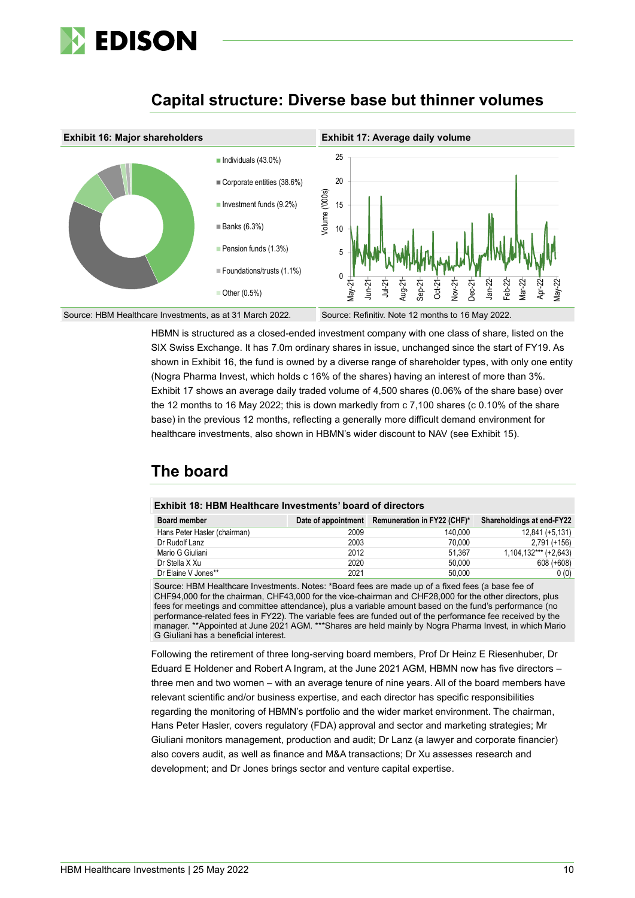## Capital structure: Diverse base but thinner volumes

**Exhibit 16: Major shareholders**

- Individuals (43.0%)
- Corporate entities (38.6%)
- Investment funds (9.2%)
- Banks (6.3%)
- Pension funds (1.3%)
- Foundations/trusts (1.1%)
- Other (0.5%)

Source: HBM Healthcare Investments, as at 31 March 2022.

**Exhibit 17: Average daily volume**

Source: Refinitiv. Note 12 months to 16 May 2022.

HBMN is structured as a closed-ended investment company with one class of share, listed on the SIX Swiss Exchange. It has 7.0m ordinary shares in issue, unchanged since the start of FY19. As shown in Exhibit 16, the fund is owned by a diverse range of shareholder types, with only one entity (Nogra Pharma Invest, which holds c 16% of the shares) having an interest of more than 3%. Exhibit 17 shows an average daily traded volume of 4,500 shares (0.06% of the share base) over the 12 months to 16 May 2022; this is down markedly from c 7,100 shares (c 0.10% of the share base) in the previous 12 months, reflecting a generally more difficult demand environment for healthcare investments, also shown in HBMN's wider discount to NAV (see Exhibit 15).

## The board

**Exhibit 18: HBM Healthcare Investments' board of directors**

| Board member | Date of appointment | Remuneration in FY22 (CHF)* | Shareholdings at end-FY22 |
|---|---|---|---|
| Hans Peter Hasler (chairman) | 2009 | 140,000 | 12,841 (+5,131) |
| Dr Rudolf Lanz | 2003 | 70,000 | 2,791 (+156) |
| Mario G Giuliani | 2012 | 51,367 | 1,104,132*** (+2,643) |
| Dr Stella X Xu | 2020 | 50,000 | 608 (+608) |
| Dr Elaine V Jones** | 2021 | 50,000 | 0 (0) |

Source: HBM Healthcare Investments. Notes: *Board fees are made up of a fixed fees (a base fee of CHF94,000 for the chairman, CHF43,000 for the vice-chairman and CHF28,000 for the other directors, plus fees for meetings and committee attendance), plus a variable amount based on the fund's performance (no performance-related fees in FY22). The variable fees are funded out of the performance fee received by the manager. **Appointed at June 2021 AGM. ***Shares are held mainly by Nogra Pharma Invest, in which Mario G Giuliani has a beneficial interest.

Following the retirement of three long-serving board members, Prof Dr Heinz E Riesenhuber, Dr Eduard E Holdener and Robert A Ingram, at the June 2021 AGM, HBMN now has five directors – three men and two women – with an average tenure of nine years. All of the board members have relevant scientific and/or business expertise, and each director has specific responsibilities regarding the monitoring of HBMN's portfolio and the wider market environment. The chairman, Hans Peter Hasler, covers regulatory (FDA) approval and sector and marketing strategies; Mr Giuliani monitors management, production and audit; Dr Lanz (a lawyer and corporate financier) also covers audit, as well as finance and M&A transactions; Dr Xu assesses research and development; and Dr Jones brings sector and venture capital expertise.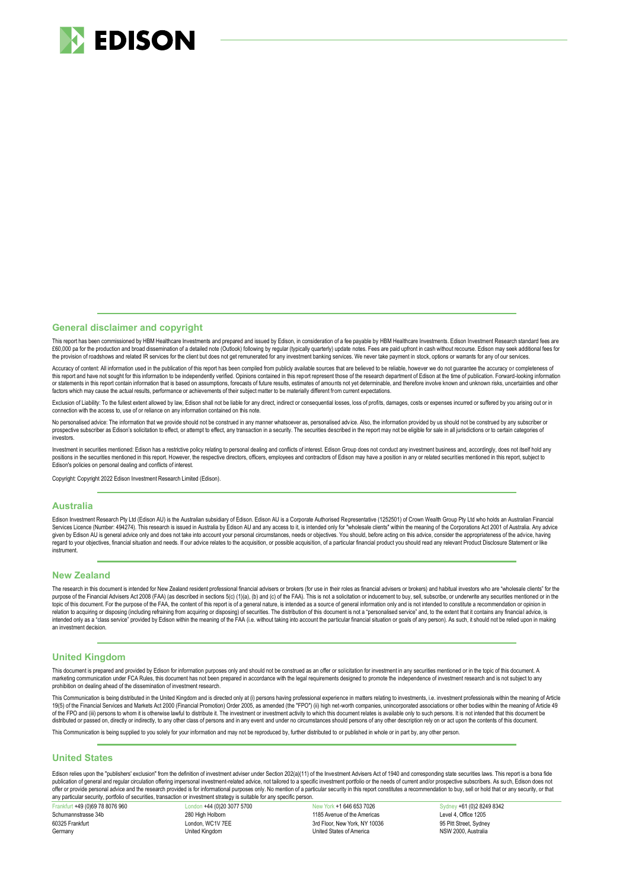## General disclaimer and copyright

This report has been commissioned by HBM Healthcare Investments and prepared and issued by Edison, in consideration of a fee payable by HBM Healthcare Investments. Edison Investment Research standard fees are £60,000 pa for the production and broad dissemination of a detailed note (Outlook) following by regular (typically quarterly) update notes. Fees are paid upfront in cash without recourse. Edison may seek additional fees for the provision of roadshows and related IR services for the client but does not get remunerated for any investment banking services. We never take payment in stock, options or warrants for any of our services.

Accuracy of content: All information used in the publication of this report has been compiled from publicly available sources that are believed to be reliable, however we do not guarantee the accuracy or completeness of this report and have not sought for this information to be independently verified. Opinions contained in this report represent those of the research department of Edison at the time of publication. Forward-looking information or statements in this report contain information that is based on assumptions, forecasts of future results, estimates of amounts not yet determinable, and therefore involve known and unknown risks, uncertainties and other factors which may cause the actual results, performance or achievements of their subject matter to be materially different from current expectations.

Exclusion of Liability: To the fullest extent allowed by law, Edison shall not be liable for any direct, indirect or consequential losses, loss of profits, damages, costs or expenses incurred or suffered by you arising out or in connection with the access to, use of or reliance on any information contained on this note.

No personalised advice: The information that we provide should not be construed in any manner whatsoever as, personalised advice. Also, the information provided by us should not be construed by any subscriber or prospective subscriber as Edison's solicitation to effect, or attempt to effect, any transaction in a security. The securities described in the report may not be eligible for sale in all jurisdictions or to certain categories of investors.

Investment in securities mentioned: Edison has a restrictive policy relating to personal dealing and conflicts of interest. Edison Group does not conduct any investment business and, accordingly, does not itself hold any positions in the securities mentioned in this report. However, the respective directors, officers, employees and contractors of Edison may have a position in any or related securities mentioned in this report, subject to Edison's policies on personal dealing and conflicts of interest.

Copyright: Copyright 2022 Edison Investment Research Limited (Edison).

## Australia

Edison Investment Research Pty Ltd (Edison AU) is the Australian subsidiary of Edison. Edison AU is a Corporate Authorised Representative (1252501) of Crown Wealth Group Pty Ltd who holds an Australian Financial Services Licence (Number: 494274). This research is issued in Australia by Edison AU and any access to it, is intended only for "wholesale clients" within the meaning of the Corporations Act 2001 of Australia. Any advice given by Edison AU is general advice only and does not take into account your personal circumstances, needs or objectives. You should, before acting on this advice, consider the appropriateness of the advice, having regard to your objectives, financial situation and needs. If our advice relates to the acquisition, or possible acquisition, of a particular financial product you should read any relevant Product Disclosure Statement or like instrument.

## New Zealand

The research in this document is intended for New Zealand resident professional financial advisers or brokers (for use in their roles as financial advisers or brokers) and habitual investors who are "wholesale clients" for the purpose of the Financial Advisers Act 2008 (FAA) (as described in sections 5(c) (1)(a), (b) and (c) of the FAA). This is not a solicitation or inducement to buy, sell, subscribe, or underwrite any securities mentioned or in the topic of this document. For the purpose of the FAA, the content of this report is of a general nature, is intended as a source of general information only and is not intended to constitute a recommendation or opinion in relation to acquiring or disposing (including refraining from acquiring or disposing) of securities. The distribution of this document is not a "personalised service" and, to the extent that it contains any financial advice, is intended only as a "class service" provided by Edison within the meaning of the FAA (i.e. without taking into account the particular financial situation or goals of any person). As such, it should not be relied upon in making an investment decision.

## United Kingdom

This document is prepared and provided by Edison for information purposes only and should not be construed as an offer or solicitation for investment in any securities mentioned or in the topic of this document. A marketing communication under FCA Rules, this document has not been prepared in accordance with the legal requirements designed to promote the independence of investment research and is not subject to any prohibition on dealing ahead of the dissemination of investment research.

This Communication is being distributed in the United Kingdom and is directed only at (i) persons having professional experience in matters relating to investments, i.e. investment professionals within the meaning of Article 19(5) of the Financial Services and Markets Act 2000 (Financial Promotion) Order 2005, as amended (the "FPO") (ii) high net-worth companies, unincorporated associations or other bodies within the meaning of Article 49 of the FPO and (iii) persons to whom it is otherwise lawful to distribute it. The investment or investment activity to which this document relates is available only to such persons. It is not intended that this document be distributed or passed on, directly or indirectly, to any other class of persons and in any event and under no circumstances should persons of any other description rely on or act upon the contents of this document.

This Communication is being supplied to you solely for your information and may not be reproduced by, further distributed to or published in whole or in part by, any other person.

## United States

Edison relies upon the "publishers' exclusion" from the definition of investment adviser under Section 202(a)(11) of the Investment Advisers Act of 1940 and corresponding state securities laws. This report is a bona fide publication of general and regular circulation offering impersonal investment-related advice, not tailored to a specific investment portfolio or the needs of current and/or prospective subscribers. As such, Edison does not offer or provide personal advice and the research provided is for informational purposes only. No mention of a particular security in this report constitutes a recommendation to buy, sell or hold that or any security, or that any particular security, portfolio of securities, transaction or investment strategy is suitable for any specific person.

Frankfurt +49 (0)69 78 8076 960
Schumannstrasse 34b
60325 Frankfurt
Germany

London +44 (0)20 3077 5700
280 High Holborn
London, WC1V 7EE
United Kingdom

New York +1 646 653 7026
1185 Avenue of the Americas
3rd Floor, New York, NY 10036
United States of America

Sydney +61 (0)2 8249 8342
Level 4, Office 1205
95 Pitt Street, Sydney
NSW 2000, Australia